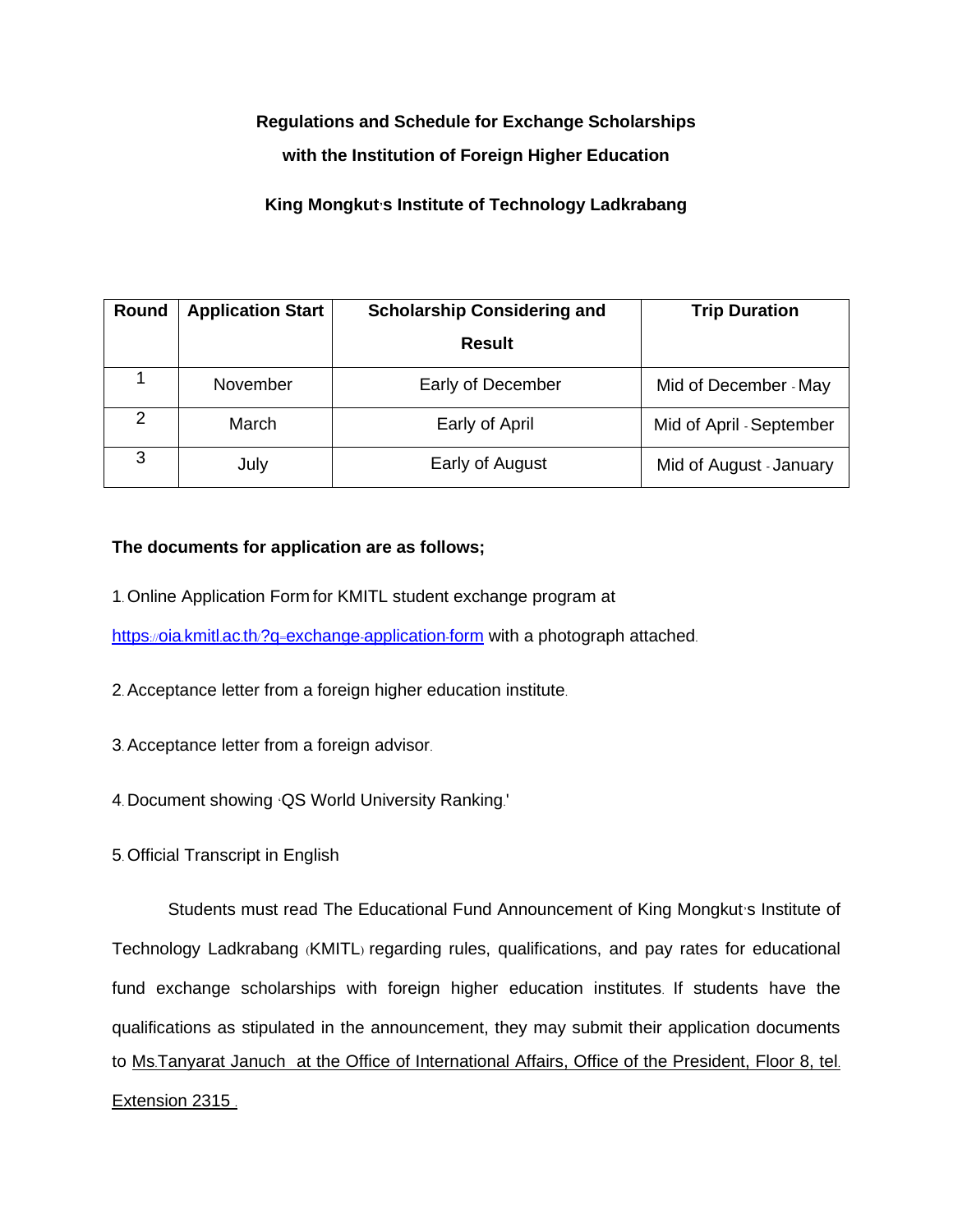**Regulations and Schedule for Exchange Scholarships**

**with the Institution of Foreign Higher Education**

**King Mongkut's Institute of Technology Ladkrabang**

| Round | Application Start | Scholarship Considering and Result | Trip Duration |
|---|---|---|---|
| 1 | November | Early of December | Mid of December - May |
| 2 | March | Early of April | Mid of April - September |
| 3 | July | Early of August | Mid of August - January |

**The documents for application are as follows;**

1. Online Application Form for KMITL student exchange program at https://oia.kmitl.ac.th/?q=exchange-application-form with a photograph attached.

2. Acceptance letter from a foreign higher education institute.

3. Acceptance letter from a foreign advisor.

4. Document showing 'QS World University Ranking.'

5. Official Transcript in English

Students must read The Educational Fund Announcement of King Mongkut's Institute of Technology Ladkrabang (KMITL) regarding rules, qualifications, and pay rates for educational fund exchange scholarships with foreign higher education institutes. If students have the qualifications as stipulated in the announcement, they may submit their application documents to Ms.Tanyarat Januch at the Office of International Affairs, Office of the President, Floor 8, tel. Extension 2315 .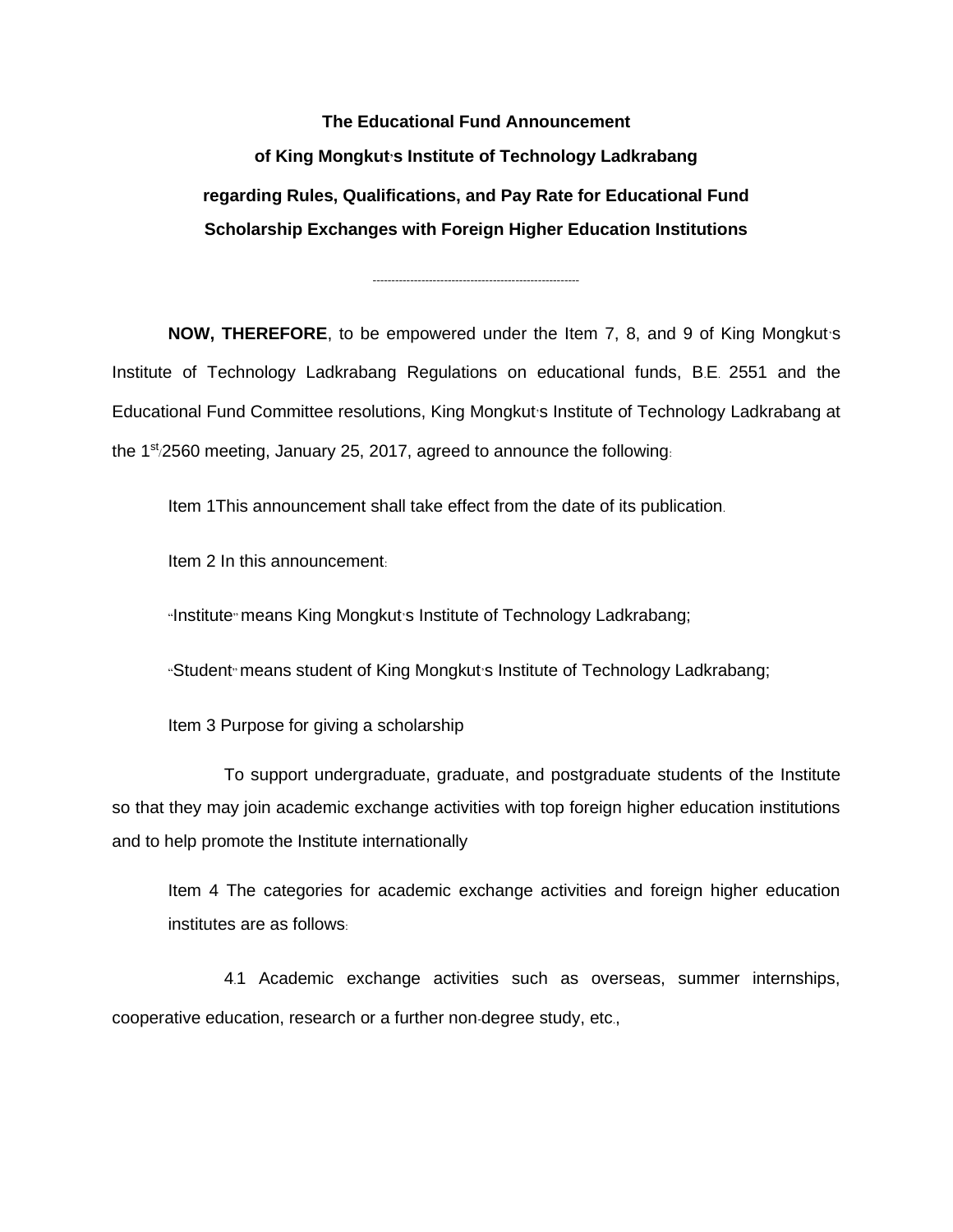**The Educational Fund Announcement**

**of King Mongkut's Institute of Technology Ladkrabang**

**regarding Rules, Qualifications, and Pay Rate for Educational Fund Scholarship Exchanges with Foreign Higher Education Institutions**

---

**NOW, THEREFORE**, to be empowered under the Item 7, 8, and 9 of King Mongkut's Institute of Technology Ladkrabang Regulations on educational funds, B.E. 2551 and the Educational Fund Committee resolutions, King Mongkut's Institute of Technology Ladkrabang at the 1st/2560 meeting, January 25, 2017, agreed to announce the following:

Item 1This announcement shall take effect from the date of its publication.

Item 2 In this announcement:

"Institute" means King Mongkut's Institute of Technology Ladkrabang;

"Student" means student of King Mongkut's Institute of Technology Ladkrabang;

Item 3 Purpose for giving a scholarship

To support undergraduate, graduate, and postgraduate students of the Institute so that they may join academic exchange activities with top foreign higher education institutions and to help promote the Institute internationally

Item 4 The categories for academic exchange activities and foreign higher education institutes are as follows:

4.1 Academic exchange activities such as overseas, summer internships, cooperative education, research or a further non-degree study, etc.,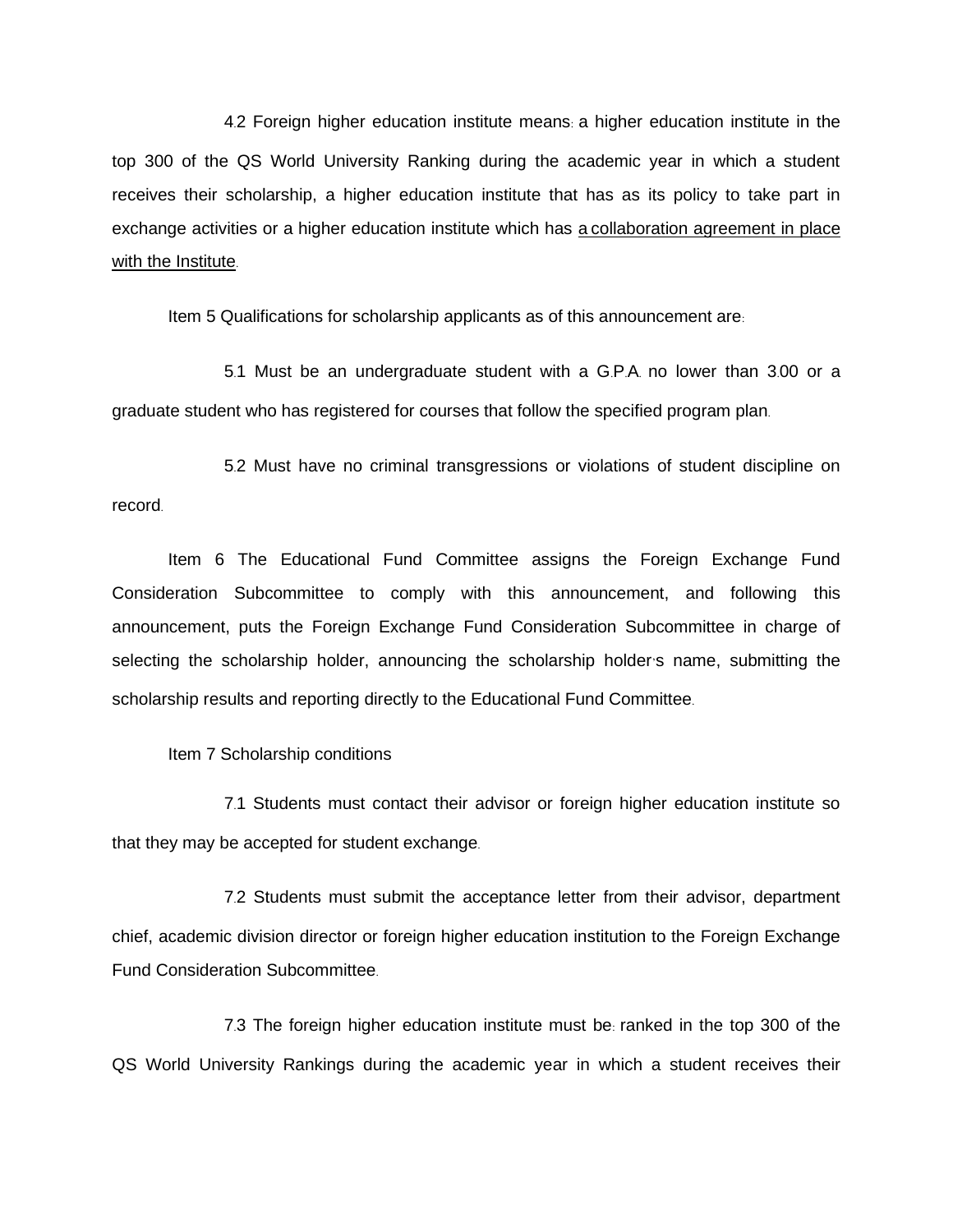4.2 Foreign higher education institute means: a higher education institute in the top 300 of the QS World University Ranking during the academic year in which a student receives their scholarship, a higher education institute that has as its policy to take part in exchange activities or a higher education institute which has a collaboration agreement in place with the Institute.

Item 5 Qualifications for scholarship applicants as of this announcement are:

5.1 Must be an undergraduate student with a G.P.A. no lower than 3.00 or a graduate student who has registered for courses that follow the specified program plan.

5.2 Must have no criminal transgressions or violations of student discipline on record.

Item 6 The Educational Fund Committee assigns the Foreign Exchange Fund Consideration Subcommittee to comply with this announcement, and following this announcement, puts the Foreign Exchange Fund Consideration Subcommittee in charge of selecting the scholarship holder, announcing the scholarship holder's name, submitting the scholarship results and reporting directly to the Educational Fund Committee.

Item 7 Scholarship conditions

7.1 Students must contact their advisor or foreign higher education institute so that they may be accepted for student exchange.

7.2 Students must submit the acceptance letter from their advisor, department chief, academic division director or foreign higher education institution to the Foreign Exchange Fund Consideration Subcommittee.

7.3 The foreign higher education institute must be: ranked in the top 300 of the QS World University Rankings during the academic year in which a student receives their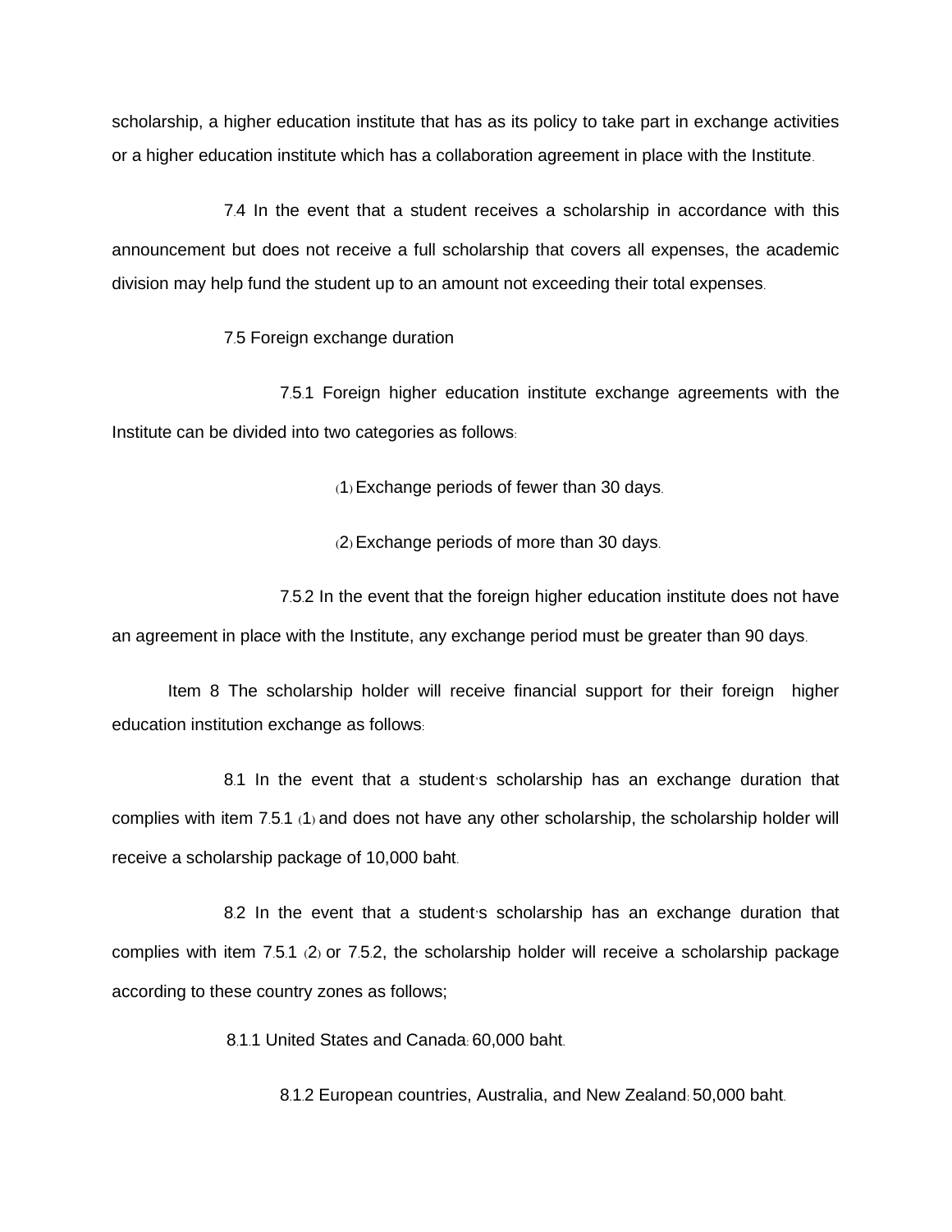scholarship, a higher education institute that has as its policy to take part in exchange activities or a higher education institute which has a collaboration agreement in place with the Institute.

7.4 In the event that a student receives a scholarship in accordance with this announcement but does not receive a full scholarship that covers all expenses, the academic division may help fund the student up to an amount not exceeding their total expenses.

7.5 Foreign exchange duration

7.5.1 Foreign higher education institute exchange agreements with the Institute can be divided into two categories as follows:

(1) Exchange periods of fewer than 30 days.

(2) Exchange periods of more than 30 days.

7.5.2 In the event that the foreign higher education institute does not have an agreement in place with the Institute, any exchange period must be greater than 90 days.

Item 8 The scholarship holder will receive financial support for their foreign higher education institution exchange as follows:

8.1 In the event that a student's scholarship has an exchange duration that complies with item 7.5.1 (1) and does not have any other scholarship, the scholarship holder will receive a scholarship package of 10,000 baht.

8.2 In the event that a student's scholarship has an exchange duration that complies with item 7.5.1 (2) or 7.5.2, the scholarship holder will receive a scholarship package according to these country zones as follows;

8.1.1 United States and Canada: 60,000 baht.

8.1.2 European countries, Australia, and New Zealand: 50,000 baht.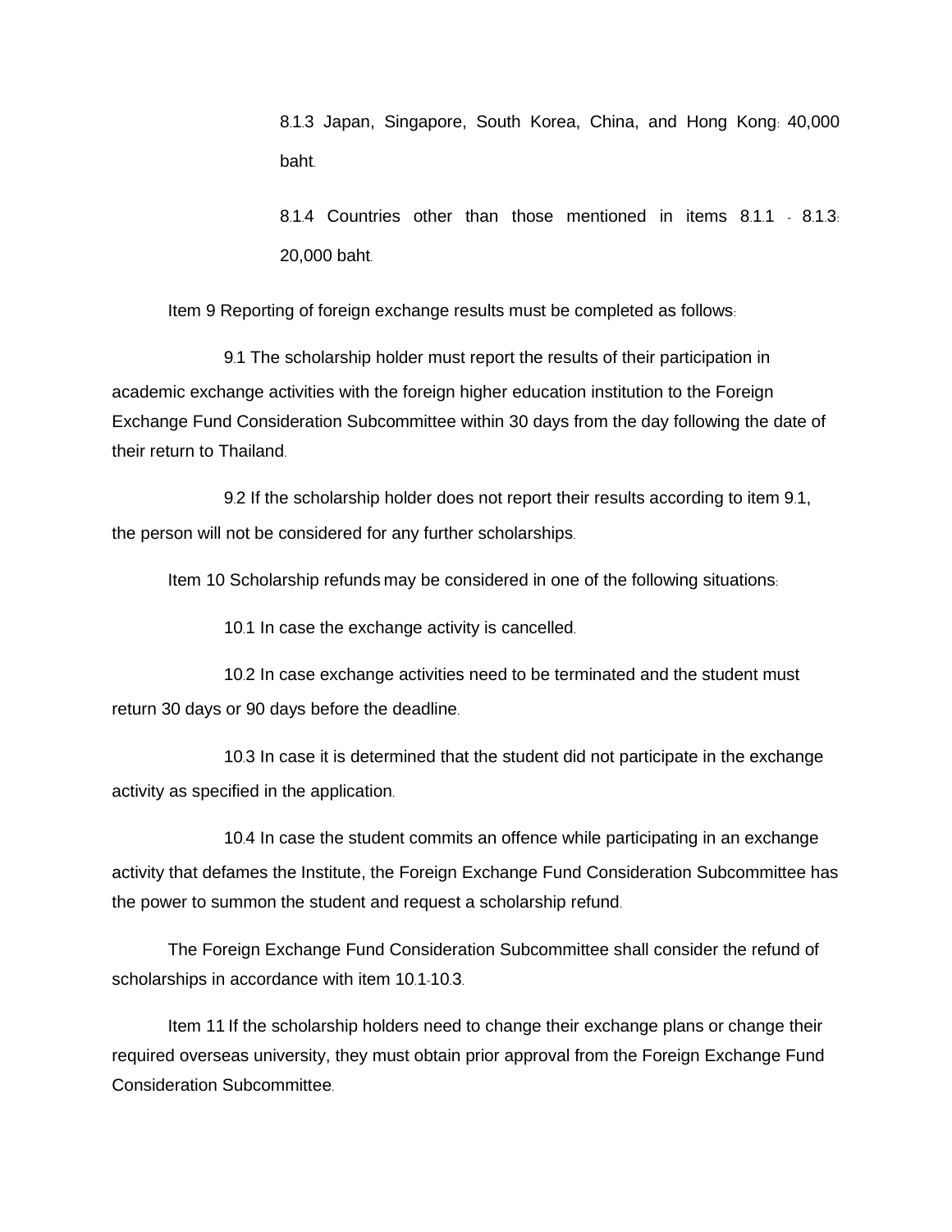8.1.3 Japan, Singapore, South Korea, China, and Hong Kong: 40,000 baht.

8.1.4 Countries other than those mentioned in items 8.1.1 - 8.1.3: 20,000 baht.

Item 9 Reporting of foreign exchange results must be completed as follows:

9.1 The scholarship holder must report the results of their participation in academic exchange activities with the foreign higher education institution to the Foreign Exchange Fund Consideration Subcommittee within 30 days from the day following the date of their return to Thailand.

9.2 If the scholarship holder does not report their results according to item 9.1, the person will not be considered for any further scholarships.

Item 10 Scholarship refunds may be considered in one of the following situations:

10.1 In case the exchange activity is cancelled.

10.2 In case exchange activities need to be terminated and the student must return 30 days or 90 days before the deadline.

10.3 In case it is determined that the student did not participate in the exchange activity as specified in the application.

10.4 In case the student commits an offence while participating in an exchange activity that defames the Institute, the Foreign Exchange Fund Consideration Subcommittee has the power to summon the student and request a scholarship refund.

The Foreign Exchange Fund Consideration Subcommittee shall consider the refund of scholarships in accordance with item 10.1-10.3.

Item 11 If the scholarship holders need to change their exchange plans or change their required overseas university, they must obtain prior approval from the Foreign Exchange Fund Consideration Subcommittee.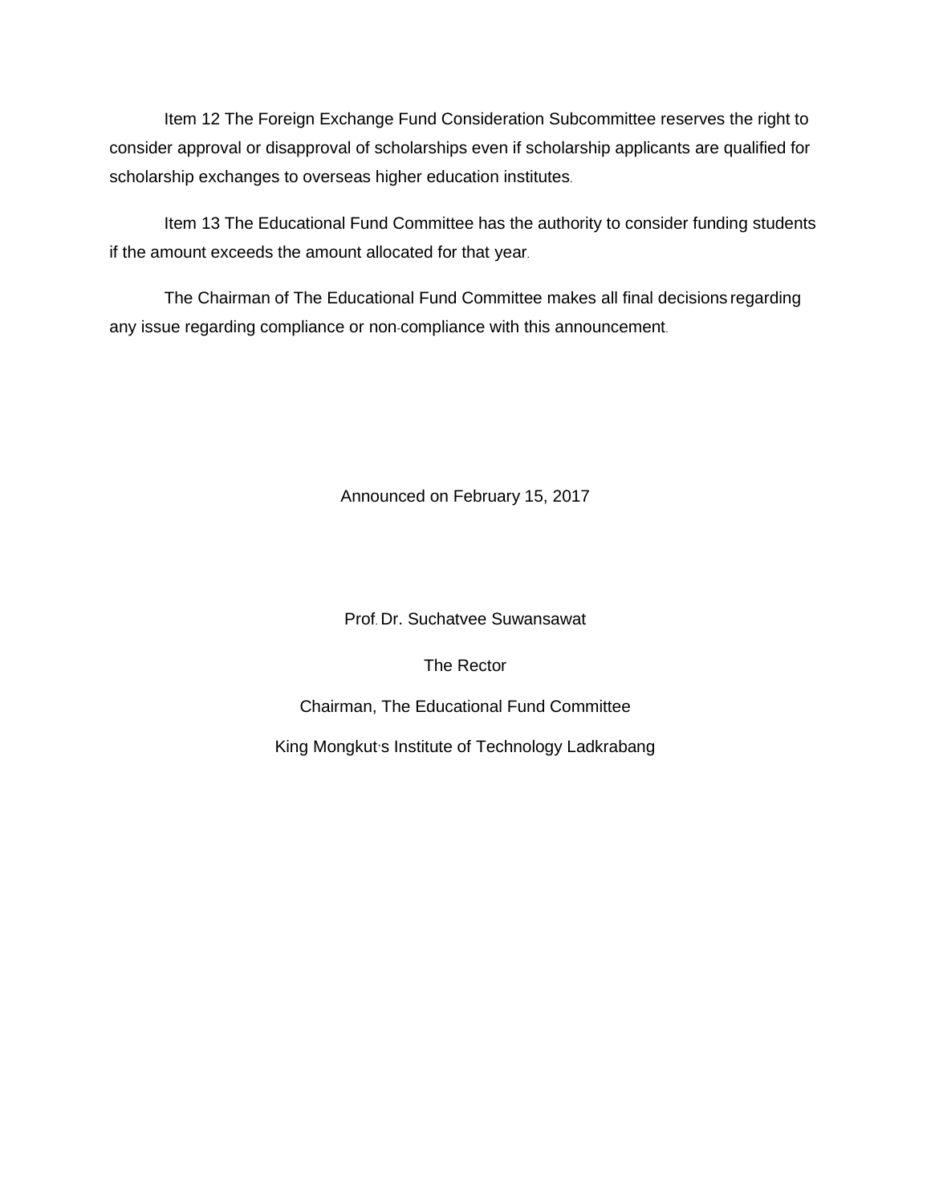Item 12 The Foreign Exchange Fund Consideration Subcommittee reserves the right to consider approval or disapproval of scholarships even if scholarship applicants are qualified for scholarship exchanges to overseas higher education institutes.

Item 13 The Educational Fund Committee has the authority to consider funding students if the amount exceeds the amount allocated for that year.

The Chairman of The Educational Fund Committee makes all final decisions regarding any issue regarding compliance or non-compliance with this announcement.

Announced on February 15, 2017

Prof. Dr. Suchatvee Suwansawat

The Rector

Chairman, The Educational Fund Committee

King Mongkut's Institute of Technology Ladkrabang